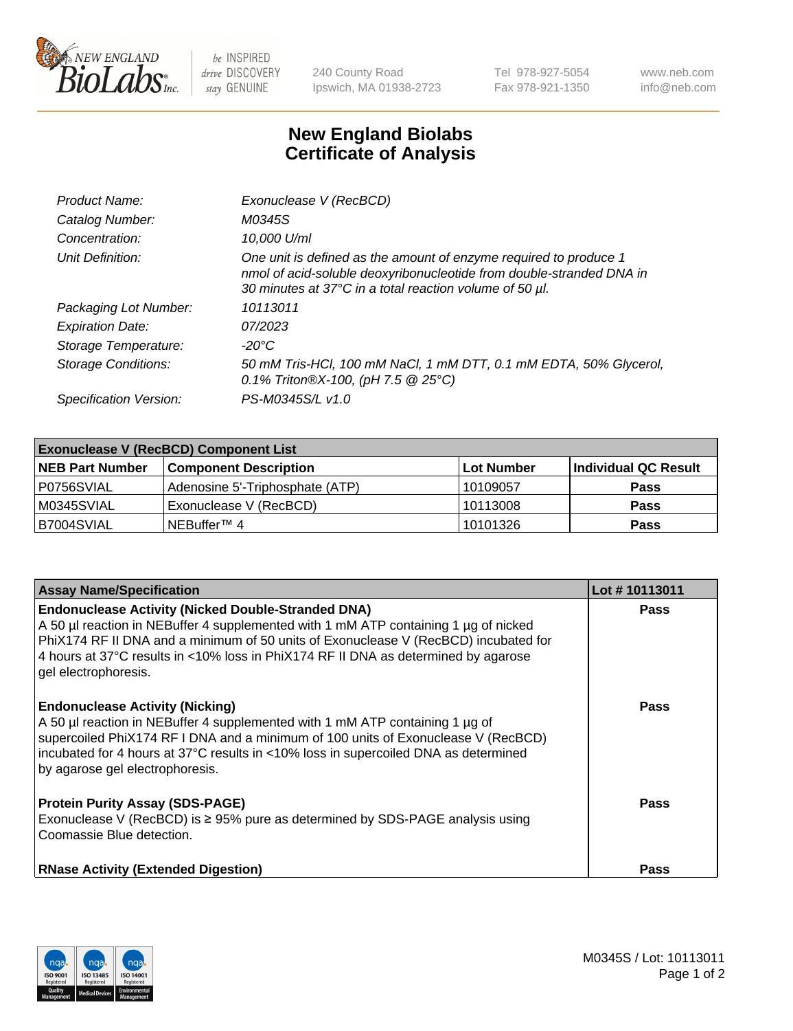# New England Biolabs Certificate of Analysis

| | |
|---|---|
| *Product Name:* | *Exonuclease V (RecBCD)* |
| *Catalog Number:* | *M0345S* |
| *Concentration:* | *10,000 U/ml* |
| *Unit Definition:* | *One unit is defined as the amount of enzyme required to produce 1 nmol of acid-soluble deoxyribonucleotide from double-stranded DNA in 30 minutes at 37°C in a total reaction volume of 50 µl.* |
| *Packaging Lot Number:* | *10113011* |
| *Expiration Date:* | *07/2023* |
| *Storage Temperature:* | *-20°C* |
| *Storage Conditions:* | *50 mM Tris-HCl, 100 mM NaCl, 1 mM DTT, 0.1 mM EDTA, 50% Glycerol, 0.1% Triton®X-100, (pH 7.5 @ 25°C)* |
| *Specification Version:* | *PS-M0345S/L v1.0* |

| **Exonuclease V (RecBCD) Component List** | | | |
|---|---|---|---|
| **NEB Part Number** | **Component Description** | **Lot Number** | **Individual QC Result** |
| P0756SVIAL | Adenosine 5'-Triphosphate (ATP) | 10109057 | **Pass** |
| M0345SVIAL | Exonuclease V (RecBCD) | 10113008 | **Pass** |
| B7004SVIAL | NEBuffer™ 4 | 10101326 | **Pass** |

| **Assay Name/Specification** | **Lot # 10113011** |
|---|---|
| **Endonuclease Activity (Nicked Double-Stranded DNA)** A 50 µl reaction in NEBuffer 4 supplemented with 1 mM ATP containing 1 µg of nicked PhiX174 RF II DNA and a minimum of 50 units of Exonuclease V (RecBCD) incubated for 4 hours at 37°C results in <10% loss in PhiX174 RF II DNA as determined by agarose gel electrophoresis. | **Pass** |
| **Endonuclease Activity (Nicking)** A 50 µl reaction in NEBuffer 4 supplemented with 1 mM ATP containing 1 µg of supercoiled PhiX174 RF I DNA and a minimum of 100 units of Exonuclease V (RecBCD) incubated for 4 hours at 37°C results in <10% loss in supercoiled DNA as determined by agarose gel electrophoresis. | **Pass** |
| **Protein Purity Assay (SDS-PAGE)** Exonuclease V (RecBCD) is ≥ 95% pure as determined by SDS-PAGE analysis using Coomassie Blue detection. | **Pass** |
| **RNase Activity (Extended Digestion)** | **Pass** |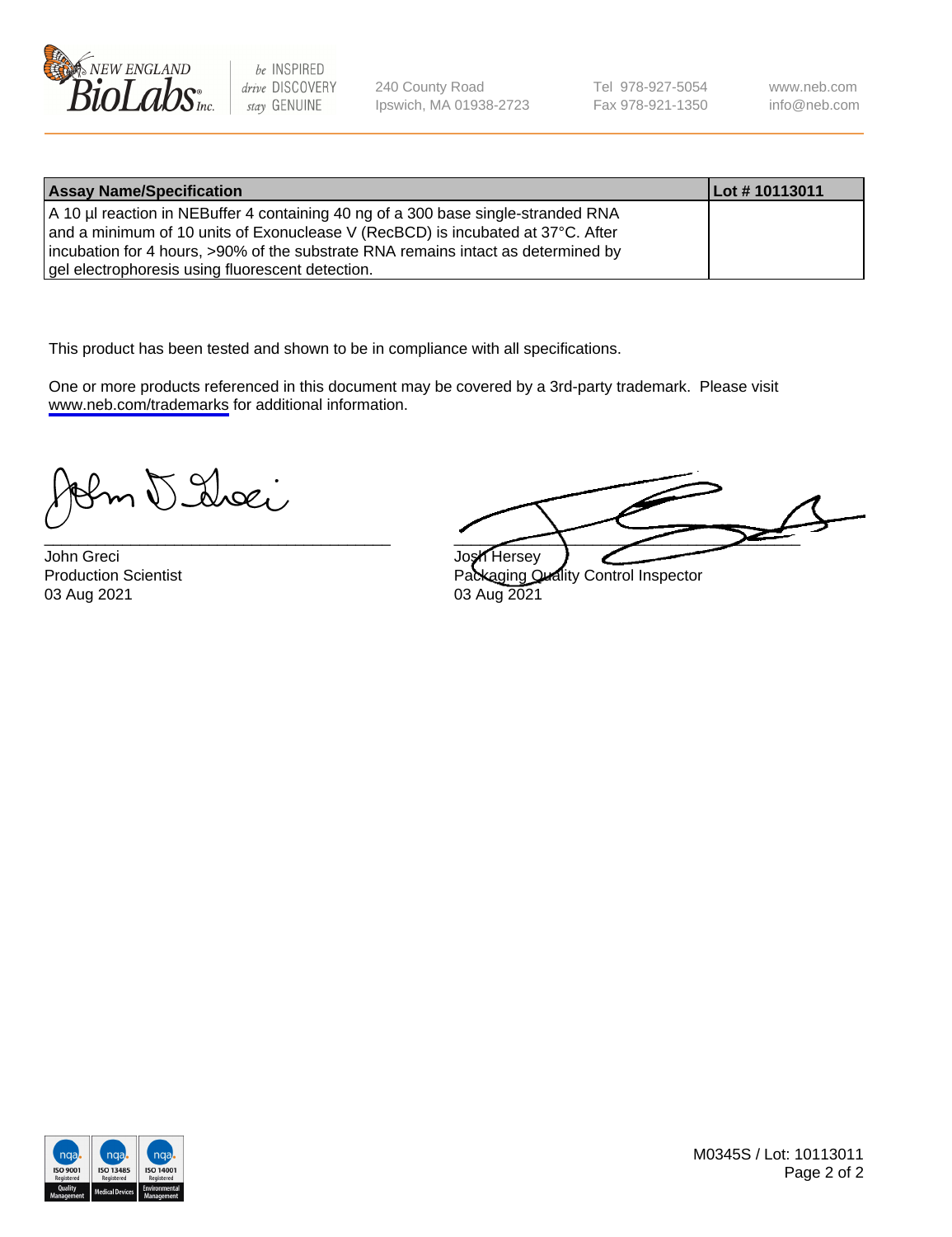| Assay Name/Specification | Lot # 10113011 |
|---|---|
| A 10 µl reaction in NEBuffer 4 containing 40 ng of a 300 base single-stranded RNA and a minimum of 10 units of Exonuclease V (RecBCD) is incubated at 37°C. After incubation for 4 hours, >90% of the substrate RNA remains intact as determined by gel electrophoresis using fluorescent detection. | |

This product has been tested and shown to be in compliance with all specifications.

One or more products referenced in this document may be covered by a 3rd-party trademark. Please visit www.neb.com/trademarks for additional information.

John Greci
Production Scientist
03 Aug 2021

Josh Hersey
Packaging Quality Control Inspector
03 Aug 2021

M0345S / Lot: 10113011